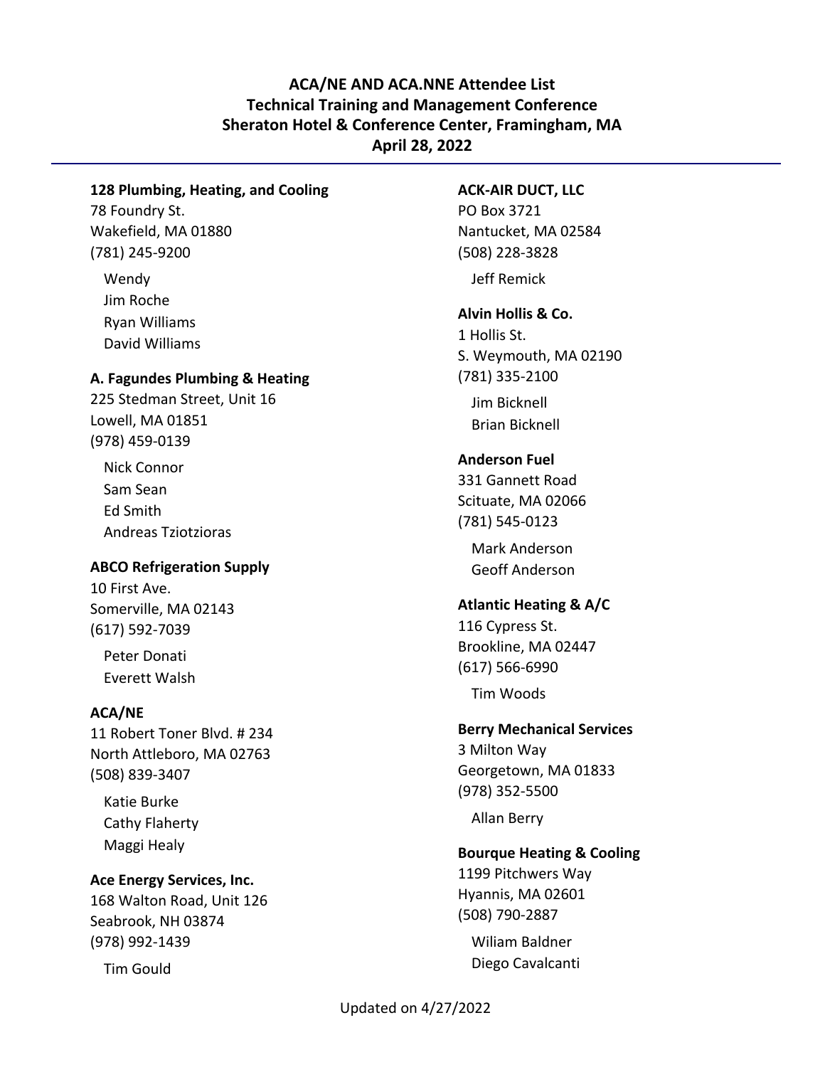# ACA/NE AND ACA.NNE Attendee List
## Technical Training and Management Conference
## Sheraton Hotel & Conference Center, Framingham, MA
## April 28, 2022

**128 Plumbing, Heating, and Cooling**
78 Foundry St.
Wakefield, MA 01880
(781) 245-9200

- Wendy
- Jim Roche
- Ryan Williams
- David Williams

**A. Fagundes Plumbing & Heating**
225 Stedman Street, Unit 16
Lowell, MA 01851
(978) 459-0139

- Nick Connor
- Sam Sean
- Ed Smith
- Andreas Tziotzioras

**ABCO Refrigeration Supply**
10 First Ave.
Somerville, MA 02143
(617) 592-7039

- Peter Donati
- Everett Walsh

**ACA/NE**
11 Robert Toner Blvd. # 234
North Attleboro, MA 02763
(508) 839-3407

- Katie Burke
- Cathy Flaherty
- Maggi Healy

**Ace Energy Services, Inc.**
168 Walton Road, Unit 126
Seabrook, NH 03874
(978) 992-1439

- Tim Gould

**ACK-AIR DUCT, LLC**
PO Box 3721
Nantucket, MA 02584
(508) 228-3828

- Jeff Remick

**Alvin Hollis & Co.**
1 Hollis St.
S. Weymouth, MA 02190
(781) 335-2100

- Jim Bicknell
- Brian Bicknell

**Anderson Fuel**
331 Gannett Road
Scituate, MA 02066
(781) 545-0123

- Mark Anderson
- Geoff Anderson

**Atlantic Heating & A/C**
116 Cypress St.
Brookline, MA 02447
(617) 566-6990

- Tim Woods

**Berry Mechanical Services**
3 Milton Way
Georgetown, MA 01833
(978) 352-5500

- Allan Berry

**Bourque Heating & Cooling**
1199 Pitchwers Way
Hyannis, MA 02601
(508) 790-2887

- Wiliam Baldner
- Diego Cavalcanti

Updated on 4/27/2022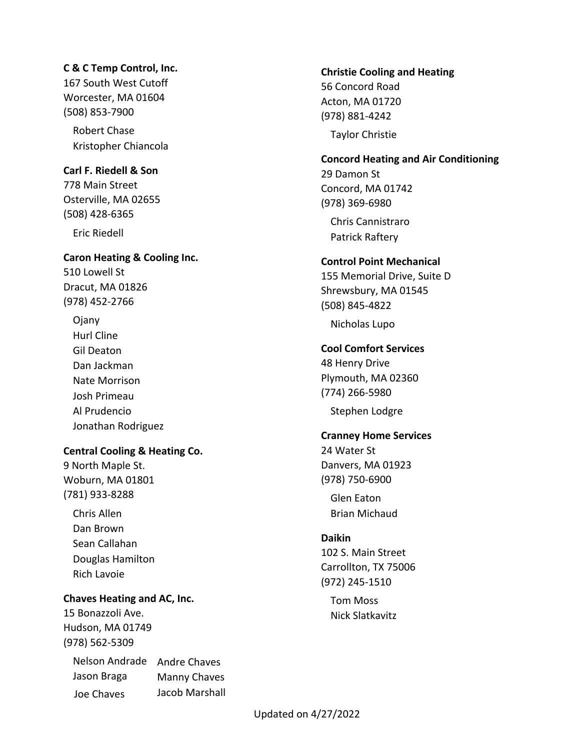**C & C Temp Control, Inc.**
167 South West Cutoff
Worcester, MA 01604
(508) 853-7900

Robert Chase
Kristopher Chiancola

**Carl F. Riedell & Son**
778 Main Street
Osterville, MA 02655
(508) 428-6365

Eric Riedell

**Caron Heating & Cooling Inc.**
510 Lowell St
Dracut, MA 01826
(978) 452-2766

Ojany
Hurl Cline
Gil Deaton
Dan Jackman
Nate Morrison
Josh Primeau
Al Prudencio
Jonathan Rodriguez

**Central Cooling & Heating Co.**
9 North Maple St.
Woburn, MA 01801
(781) 933-8288

Chris Allen
Dan Brown
Sean Callahan
Douglas Hamilton
Rich Lavoie

**Chaves Heating and AC, Inc.**
15 Bonazzoli Ave.
Hudson, MA 01749
(978) 562-5309

Nelson Andrade
Jason Braga
Joe Chaves
Andre Chaves
Manny Chaves
Jacob Marshall

**Christie Cooling and Heating**
56 Concord Road
Acton, MA 01720
(978) 881-4242

Taylor Christie

**Concord Heating and Air Conditioning**
29 Damon St
Concord, MA 01742
(978) 369-6980

Chris Cannistraro
Patrick Raftery

**Control Point Mechanical**
155 Memorial Drive, Suite D
Shrewsbury, MA 01545
(508) 845-4822

Nicholas Lupo

**Cool Comfort Services**
48 Henry Drive
Plymouth, MA 02360
(774) 266-5980

Stephen Lodgre

**Cranney Home Services**
24 Water St
Danvers, MA 01923
(978) 750-6900

Glen Eaton
Brian Michaud

**Daikin**
102 S. Main Street
Carrollton, TX 75006
(972) 245-1510

Tom Moss
Nick Slatkavitz

Updated on 4/27/2022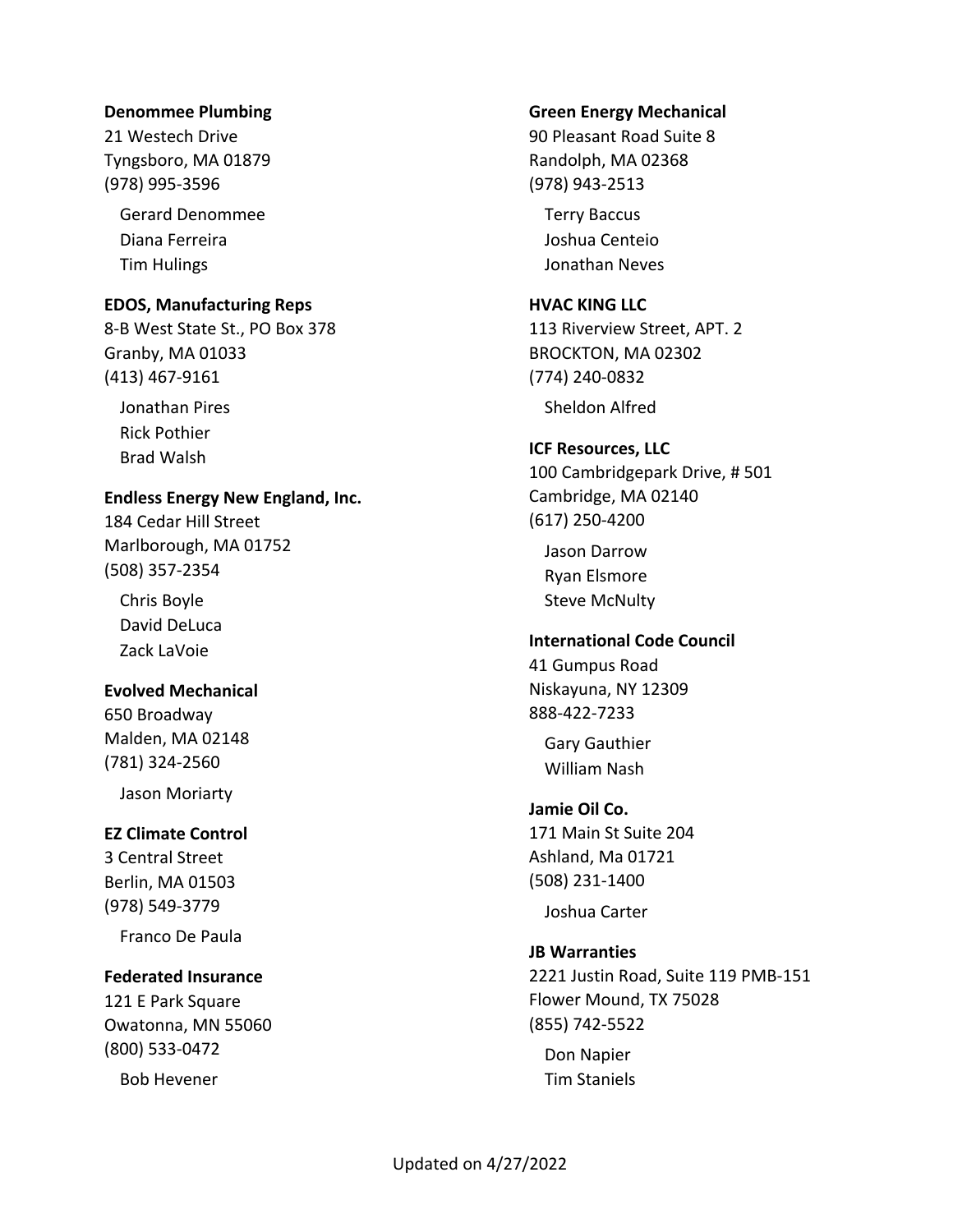**Denommee Plumbing**
21 Westech Drive
Tyngsboro, MA 01879
(978) 995-3596

Gerard Denommee
Diana Ferreira
Tim Hulings

**EDOS, Manufacturing Reps**
8-B West State St., PO Box 378
Granby, MA 01033
(413) 467-9161

Jonathan Pires
Rick Pothier
Brad Walsh

**Endless Energy New England, Inc.**
184 Cedar Hill Street
Marlborough, MA 01752
(508) 357-2354

Chris Boyle
David DeLuca
Zack LaVoie

**Evolved Mechanical**
650 Broadway
Malden, MA 02148
(781) 324-2560

Jason Moriarty

**EZ Climate Control**
3 Central Street
Berlin, MA 01503
(978) 549-3779

Franco De Paula

**Federated Insurance**
121 E Park Square
Owatonna, MN 55060
(800) 533-0472

Bob Hevener

**Green Energy Mechanical**
90 Pleasant Road Suite 8
Randolph, MA 02368
(978) 943-2513

Terry Baccus
Joshua Centeio
Jonathan Neves

**HVAC KING LLC**
113 Riverview Street, APT. 2
BROCKTON, MA 02302
(774) 240-0832

Sheldon Alfred

**ICF Resources, LLC**
100 Cambridgepark Drive, # 501
Cambridge, MA 02140
(617) 250-4200

Jason Darrow
Ryan Elsmore
Steve McNulty

**International Code Council**
41 Gumpus Road
Niskayuna, NY 12309
888-422-7233

Gary Gauthier
William Nash

**Jamie Oil Co.**
171 Main St Suite 204
Ashland, Ma 01721
(508) 231-1400

Joshua Carter

**JB Warranties**
2221 Justin Road, Suite 119 PMB-151
Flower Mound, TX 75028
(855) 742-5522

Don Napier
Tim Staniels

Updated on 4/27/2022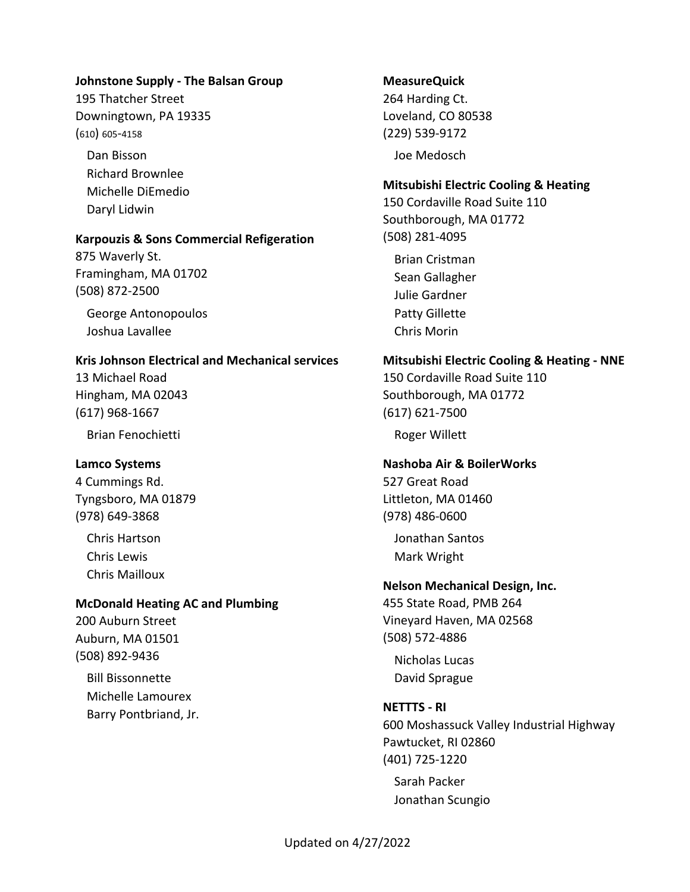**Johnstone Supply - The Balsan Group**
195 Thatcher Street
Downingtown, PA 19335
(610) 605-4158

Dan Bisson
Richard Brownlee
Michelle DiEmedio
Daryl Lidwin

**Karpouzis & Sons Commercial Refigeration**
875 Waverly St.
Framingham, MA 01702
(508) 872-2500

George Antonopoulos
Joshua Lavallee

**Kris Johnson Electrical and Mechanical services**
13 Michael Road
Hingham, MA 02043
(617) 968-1667

Brian Fenochietti

**Lamco Systems**
4 Cummings Rd.
Tyngsboro, MA 01879
(978) 649-3868

Chris Hartson
Chris Lewis
Chris Mailloux

**McDonald Heating AC and Plumbing**
200 Auburn Street
Auburn, MA 01501
(508) 892-9436

Bill Bissonnette
Michelle Lamourex
Barry Pontbriand, Jr.

**MeasureQuick**
264 Harding Ct.
Loveland, CO 80538
(229) 539-9172

Joe Medosch

**Mitsubishi Electric Cooling & Heating**
150 Cordaville Road Suite 110
Southborough, MA 01772
(508) 281-4095

Brian Cristman
Sean Gallagher
Julie Gardner
Patty Gillette
Chris Morin

**Mitsubishi Electric Cooling & Heating - NNE**
150 Cordaville Road Suite 110
Southborough, MA 01772
(617) 621-7500

Roger Willett

**Nashoba Air & BoilerWorks**
527 Great Road
Littleton, MA 01460
(978) 486-0600

Jonathan Santos
Mark Wright

**Nelson Mechanical Design, Inc.**
455 State Road, PMB 264
Vineyard Haven, MA 02568
(508) 572-4886

Nicholas Lucas
David Sprague

**NETTTS - RI**
600 Moshassuck Valley Industrial Highway
Pawtucket, RI 02860
(401) 725-1220

Sarah Packer
Jonathan Scungio

Updated on 4/27/2022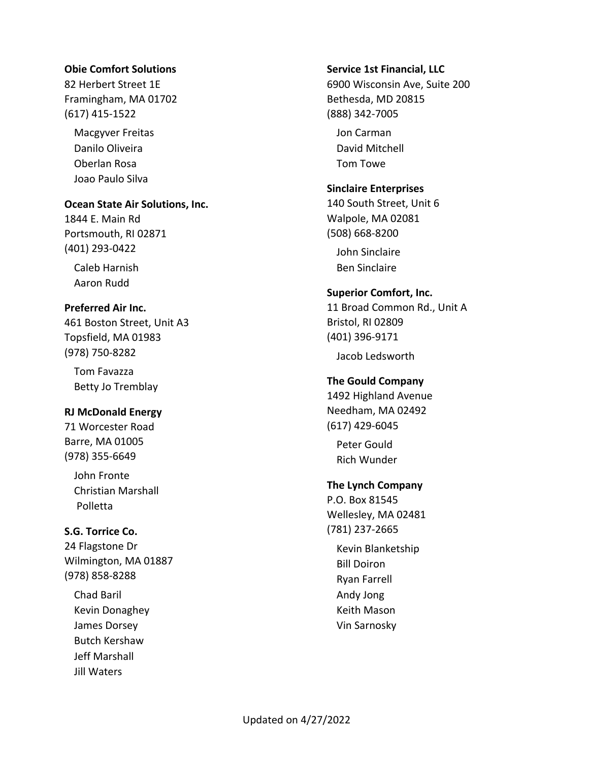**Obie Comfort Solutions**
82 Herbert Street 1E
Framingham, MA 01702
(617) 415-1522

Macgyver Freitas
Danilo Oliveira
Oberlan Rosa
Joao Paulo Silva

**Ocean State Air Solutions, Inc.**
1844 E. Main Rd
Portsmouth, RI 02871
(401) 293-0422

Caleb Harnish
Aaron Rudd

**Preferred Air Inc.**
461 Boston Street, Unit A3
Topsfield, MA 01983
(978) 750-8282

Tom Favazza
Betty Jo Tremblay

**RJ McDonald Energy**
71 Worcester Road
Barre, MA 01005
(978) 355-6649

John Fronte
Christian Marshall
Polletta

**S.G. Torrice Co.**
24 Flagstone Dr
Wilmington, MA 01887
(978) 858-8288

Chad Baril
Kevin Donaghey
James Dorsey
Butch Kershaw
Jeff Marshall
Jill Waters

**Service 1st Financial, LLC**
6900 Wisconsin Ave, Suite 200
Bethesda, MD 20815
(888) 342-7005

Jon Carman
David Mitchell
Tom Towe

**Sinclaire Enterprises**
140 South Street, Unit 6
Walpole, MA 02081
(508) 668-8200

John Sinclaire
Ben Sinclaire

**Superior Comfort, Inc.**
11 Broad Common Rd., Unit A
Bristol, RI 02809
(401) 396-9171

Jacob Ledsworth

**The Gould Company**
1492 Highland Avenue
Needham, MA 02492
(617) 429-6045

Peter Gould
Rich Wunder

**The Lynch Company**
P.O. Box 81545
Wellesley, MA 02481
(781) 237-2665

Kevin Blanketship
Bill Doiron
Ryan Farrell
Andy Jong
Keith Mason
Vin Sarnosky

Updated on 4/27/2022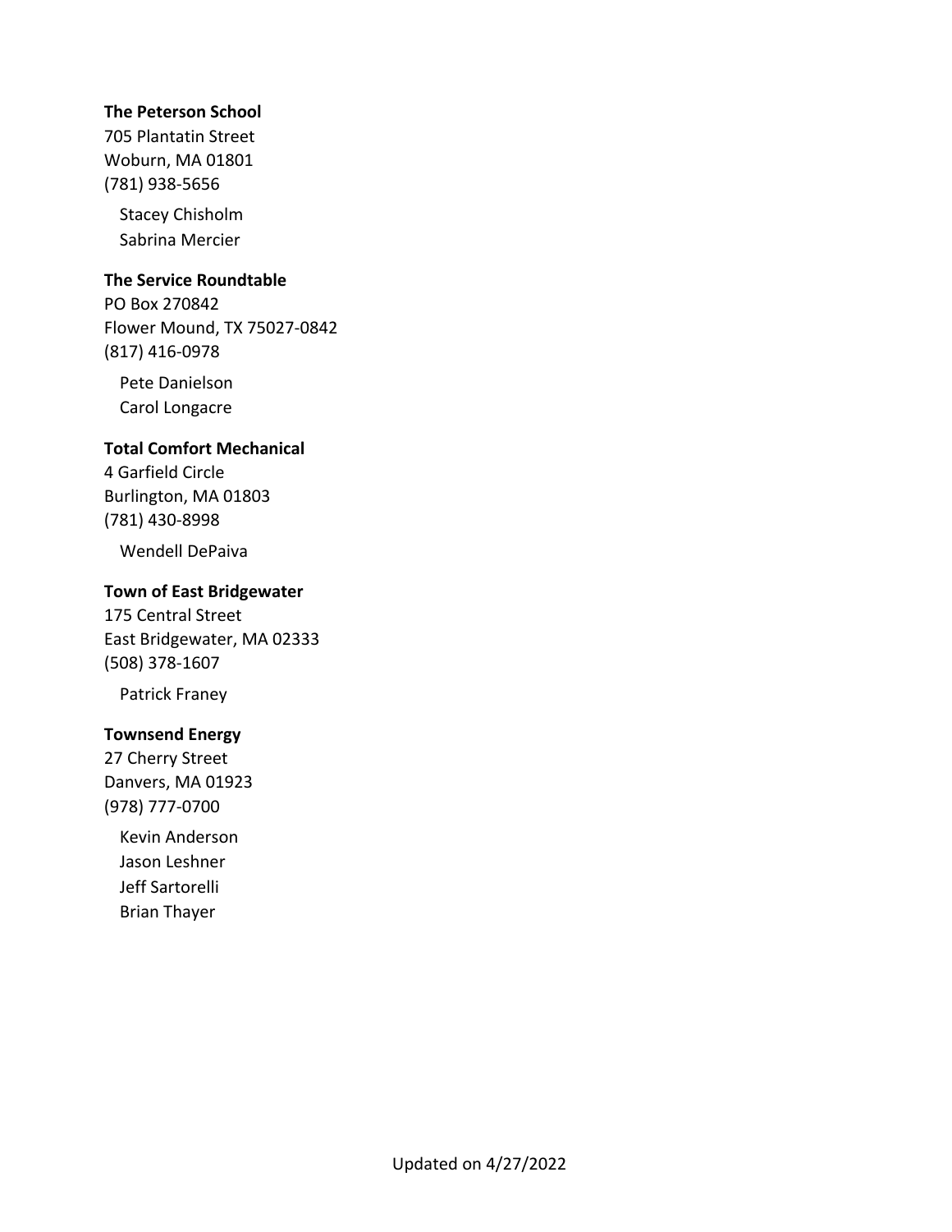**The Peterson School**
705 Plantatin Street
Woburn, MA 01801
(781) 938-5656

Stacey Chisholm
Sabrina Mercier

**The Service Roundtable**
PO Box 270842
Flower Mound, TX 75027-0842
(817) 416-0978

Pete Danielson
Carol Longacre

**Total Comfort Mechanical**
4 Garfield Circle
Burlington, MA 01803
(781) 430-8998

Wendell DePaiva

**Town of East Bridgewater**
175 Central Street
East Bridgewater, MA 02333
(508) 378-1607

Patrick Franey

**Townsend Energy**
27 Cherry Street
Danvers, MA 01923
(978) 777-0700

Kevin Anderson
Jason Leshner
Jeff Sartorelli
Brian Thayer